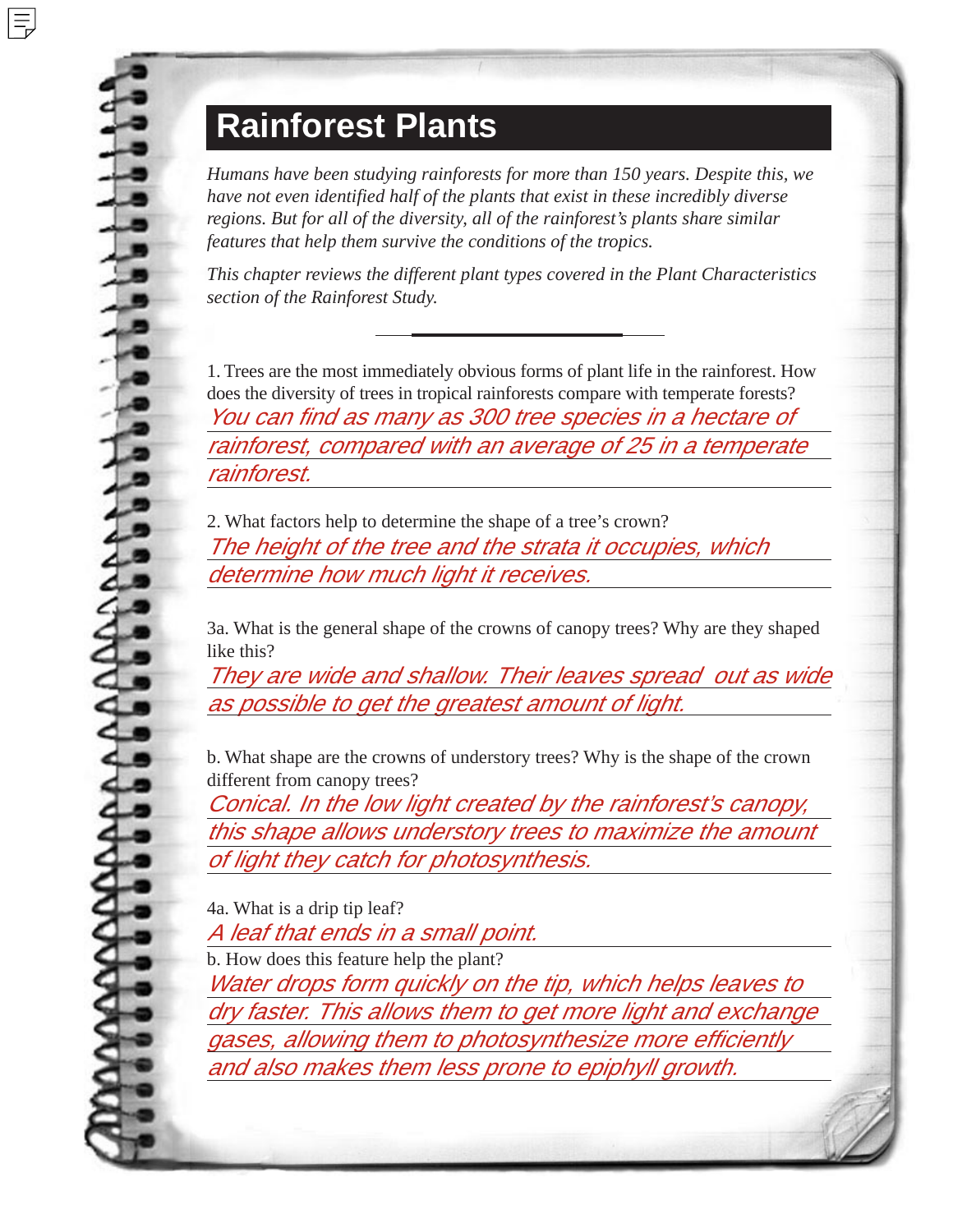# Rainforest Plants

*Humans have been studying rainforests for more than 150 years. Despite this, we have not even identified half of the plants that exist in these incredibly diverse regions. But for all of the diversity, all of the rainforest's plants share similar features that help them survive the conditions of the tropics.*

*This chapter reviews the different plant types covered in the Plant Characteristics section of the Rainforest Study.*

---

1. Trees are the most immediately obvious forms of plant life in the rainforest. How does the diversity of trees in tropical rainforests compare with temperate forests?

*You can find as many as 300 tree species in a hectare of rainforest, compared with an average of 25 in a temperate rainforest.*

2. What factors help to determine the shape of a tree's crown?

*The height of the tree and the strata it occupies, which determine how much light it receives.*

3a. What is the general shape of the crowns of canopy trees? Why are they shaped like this?

*They are wide and shallow. Their leaves spread out as wide as possible to get the greatest amount of light.*

b. What shape are the crowns of understory trees? Why is the shape of the crown different from canopy trees?

*Conical. In the low light created by the rainforest's canopy, this shape allows understory trees to maximize the amount of light they catch for photosynthesis.*

4a. What is a drip tip leaf?

*A leaf that ends in a small point.*

b. How does this feature help the plant?

*Water drops form quickly on the tip, which helps leaves to dry faster. This allows them to get more light and exchange gases, allowing them to photosynthesize more efficiently and also makes them less prone to epiphyll growth.*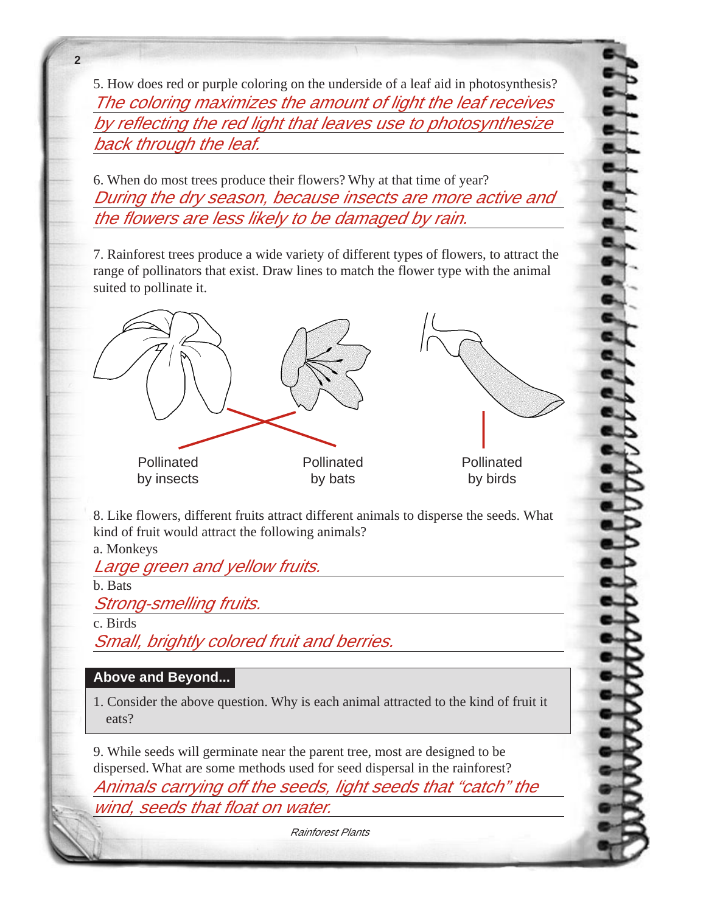5. How does red or purple coloring on the underside of a leaf aid in photosynthesis?

*The coloring maximizes the amount of light the leaf receives by reflecting the red light that leaves use to photosynthesize back through the leaf.*

6. When do most trees produce their flowers? Why at that time of year?

*During the dry season, because insects are more active and the flowers are less likely to be damaged by rain.*

7. Rainforest trees produce a wide variety of different types of flowers, to attract the range of pollinators that exist. Draw lines to match the flower type with the animal suited to pollinate it.

Pollinated by insects | Pollinated by bats | Pollinated by birds

8. Like flowers, different fruits attract different animals to disperse the seeds. What kind of fruit would attract the following animals?

a. Monkeys

*Large green and yellow fruits.*

b. Bats

*Strong-smelling fruits.*

c. Birds

*Small, brightly colored fruit and berries.*

**Above and Beyond...**

1. Consider the above question. Why is each animal attracted to the kind of fruit it eats?

9. While seeds will germinate near the parent tree, most are designed to be dispersed. What are some methods used for seed dispersal in the rainforest?

*Animals carrying off the seeds, light seeds that "catch" the wind, seeds that float on water.*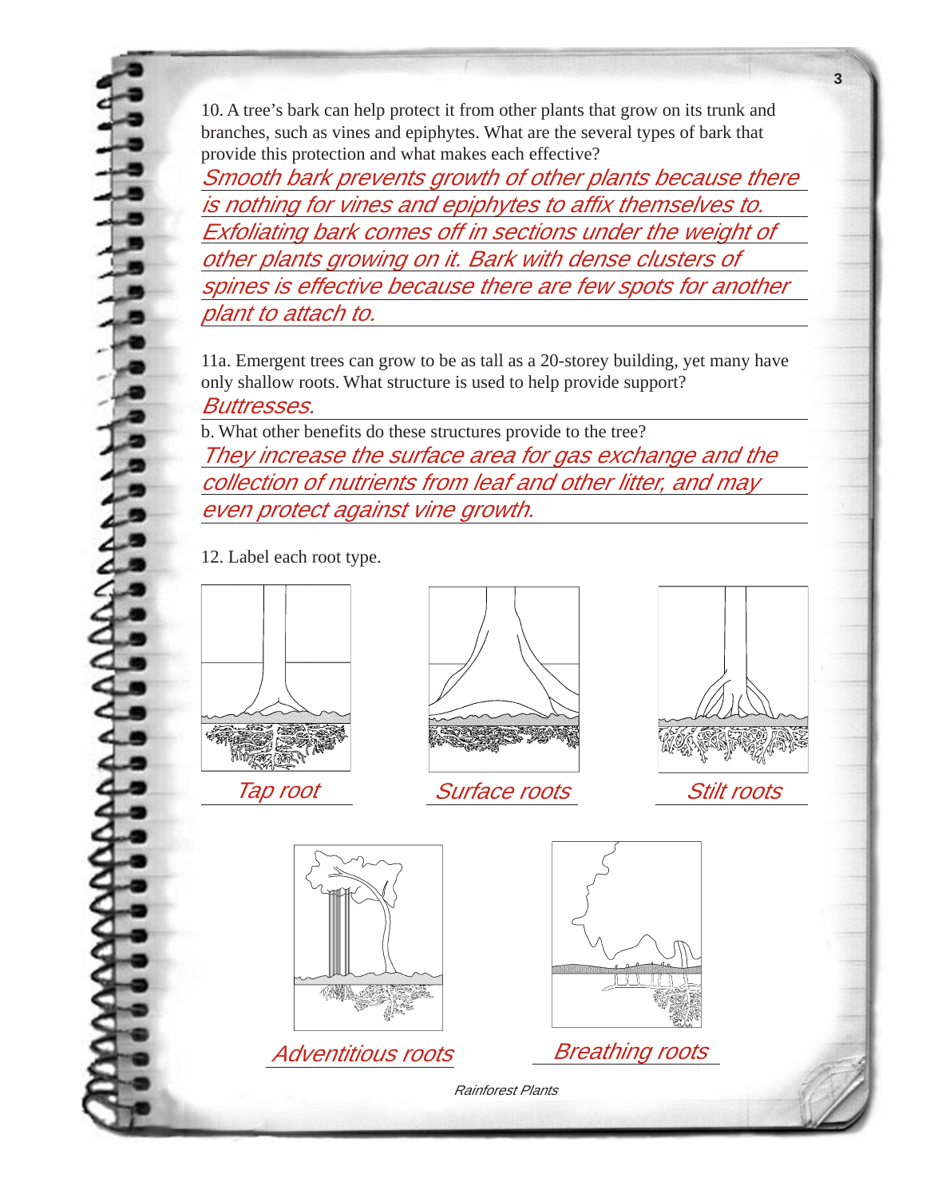10. A tree's bark can help protect it from other plants that grow on its trunk and branches, such as vines and epiphytes. What are the several types of bark that provide this protection and what makes each effective?

*Smooth bark prevents growth of other plants because there is nothing for vines and epiphytes to affix themselves to. Exfoliating bark comes off in sections under the weight of other plants growing on it. Bark with dense clusters of spines is effective because there are few spots for another plant to attach to.*

11a. Emergent trees can grow to be as tall as a 20-storey building, yet many have only shallow roots. What structure is used to help provide support?

*Buttresses.*

b. What other benefits do these structures provide to the tree?

*They increase the surface area for gas exchange and the collection of nutrients from leaf and other litter, and may even protect against vine growth.*

12. Label each root type.

*Tap root*

*Surface roots*

*Stilt roots*

*Adventitious roots*

*Breathing roots*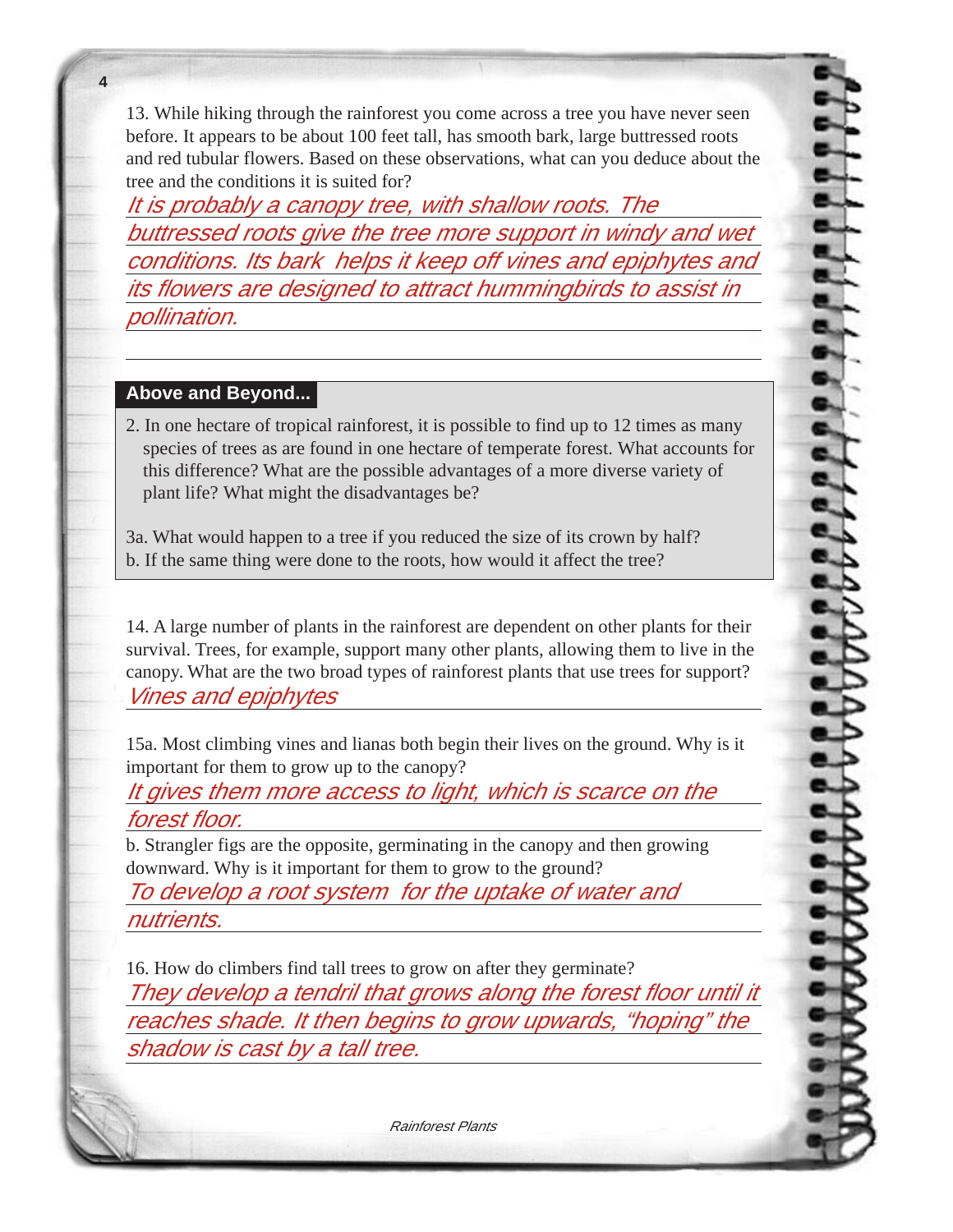13. While hiking through the rainforest you come across a tree you have never seen before. It appears to be about 100 feet tall, has smooth bark, large buttressed roots and red tubular flowers. Based on these observations, what can you deduce about the tree and the conditions it is suited for?

*It is probably a canopy tree, with shallow roots. The buttressed roots give the tree more support in windy and wet conditions. Its bark helps it keep off vines and epiphytes and its flowers are designed to attract hummingbirds to assist in pollination.*

**Above and Beyond...**

2. In one hectare of tropical rainforest, it is possible to find up to 12 times as many species of trees as are found in one hectare of temperate forest. What accounts for this difference? What are the possible advantages of a more diverse variety of plant life? What might the disadvantages be?

3a. What would happen to a tree if you reduced the size of its crown by half?
b. If the same thing were done to the roots, how would it affect the tree?

14. A large number of plants in the rainforest are dependent on other plants for their survival. Trees, for example, support many other plants, allowing them to live in the canopy. What are the two broad types of rainforest plants that use trees for support?

*Vines and epiphytes*

15a. Most climbing vines and lianas both begin their lives on the ground. Why is it important for them to grow up to the canopy?

*It gives them more access to light, which is scarce on the forest floor.*

b. Strangler figs are the opposite, germinating in the canopy and then growing downward. Why is it important for them to grow to the ground?

*To develop a root system for the uptake of water and nutrients.*

16. How do climbers find tall trees to grow on after they germinate?

*They develop a tendril that grows along the forest floor until it reaches shade. It then begins to grow upwards, "hoping" the shadow is cast by a tall tree.*